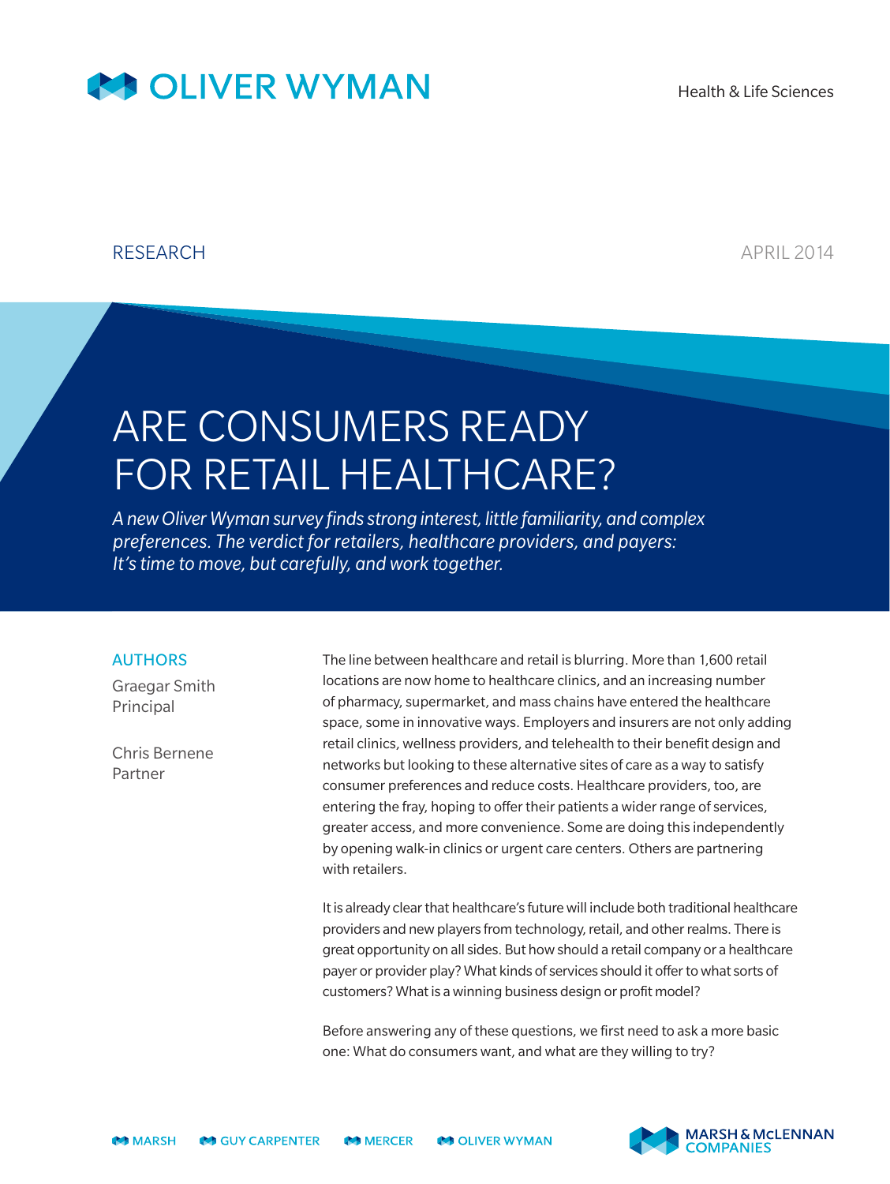OLIVER WYMAN

Health & Life Sciences

RESEARCH

APRIL 2014

# ARE CONSUMERS READY FOR RETAIL HEALTHCARE?

*A new Oliver Wyman survey finds strong interest, little familiarity, and complex preferences. The verdict for retailers, healthcare providers, and payers: It's time to move, but carefully, and work together.*

**AUTHORS**

Graegar Smith
Principal

Chris Bernene
Partner

The line between healthcare and retail is blurring. More than 1,600 retail locations are now home to healthcare clinics, and an increasing number of pharmacy, supermarket, and mass chains have entered the healthcare space, some in innovative ways. Employers and insurers are not only adding retail clinics, wellness providers, and telehealth to their benefit design and networks but looking to these alternative sites of care as a way to satisfy consumer preferences and reduce costs. Healthcare providers, too, are entering the fray, hoping to offer their patients a wider range of services, greater access, and more convenience. Some are doing this independently by opening walk-in clinics or urgent care centers. Others are partnering with retailers.

It is already clear that healthcare's future will include both traditional healthcare providers and new players from technology, retail, and other realms. There is great opportunity on all sides. But how should a retail company or a healthcare payer or provider play? What kinds of services should it offer to what sorts of customers? What is a winning business design or profit model?

Before answering any of these questions, we first need to ask a more basic one: What do consumers want, and what are they willing to try?

MARSH GUY CARPENTER MERCER OLIVER WYMAN MARSH & McLENNAN COMPANIES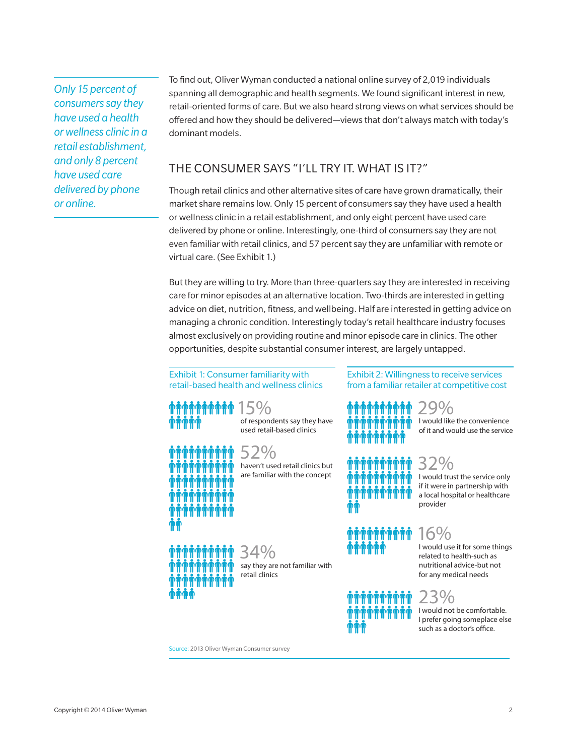*Only 15 percent of consumers say they have used a health or wellness clinic in a retail establishment, and only 8 percent have used care delivered by phone or online.*

To find out, Oliver Wyman conducted a national online survey of 2,019 individuals spanning all demographic and health segments. We found significant interest in new, retail-oriented forms of care. But we also heard strong views on what services should be offered and how they should be delivered—views that don't always match with today's dominant models.

## THE CONSUMER SAYS "I'LL TRY IT. WHAT IS IT?"

Though retail clinics and other alternative sites of care have grown dramatically, their market share remains low. Only 15 percent of consumers say they have used a health or wellness clinic in a retail establishment, and only eight percent have used care delivered by phone or online. Interestingly, one-third of consumers say they are not even familiar with retail clinics, and 57 percent say they are unfamiliar with remote or virtual care. (See Exhibit 1.)

But they are willing to try. More than three-quarters say they are interested in receiving care for minor episodes at an alternative location. Two-thirds are interested in getting advice on diet, nutrition, fitness, and wellbeing. Half are interested in getting advice on managing a chronic condition. Interestingly today's retail healthcare industry focuses almost exclusively on providing routine and minor episode care in clinics. The other opportunities, despite substantial consumer interest, are largely untapped.

**Exhibit 1: Consumer familiarity with retail-based health and wellness clinics**

- **15%** of respondents say they have used retail-based clinics
- **52%** haven't used retail clinics but are familiar with the concept
- **34%** say they are not familiar with retail clinics

**Exhibit 2: Willingness to receive services from a familiar retailer at competitive cost**

- **29%** I would like the convenience of it and would use the service
- **32%** I would trust the service only if it were in partnership with a local hospital or healthcare provider
- **16%** I would use it for some things related to health-such as nutritional advice-but not for any medical needs
- **23%** I would not be comfortable. I prefer going someplace else such as a doctor's office.

Source: 2013 Oliver Wyman Consumer survey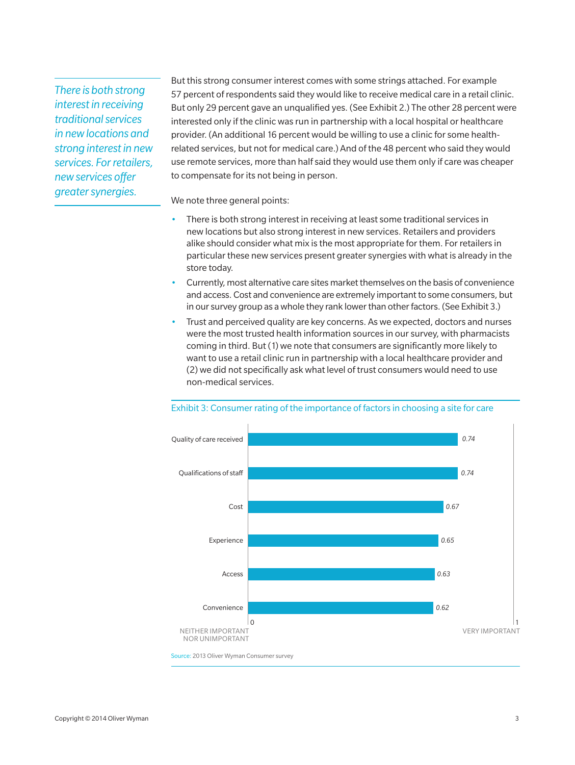*There is both strong interest in receiving traditional services in new locations and strong interest in new services. For retailers, new services offer greater synergies.*

But this strong consumer interest comes with some strings attached. For example 57 percent of respondents said they would like to receive medical care in a retail clinic. But only 29 percent gave an unqualified yes. (See Exhibit 2.) The other 28 percent were interested only if the clinic was run in partnership with a local hospital or healthcare provider. (An additional 16 percent would be willing to use a clinic for some health-related services, but not for medical care.) And of the 48 percent who said they would use remote services, more than half said they would use them only if care was cheaper to compensate for its not being in person.

We note three general points:

- There is both strong interest in receiving at least some traditional services in new locations but also strong interest in new services. Retailers and providers alike should consider what mix is the most appropriate for them. For retailers in particular these new services present greater synergies with what is already in the store today.
- Currently, most alternative care sites market themselves on the basis of convenience and access. Cost and convenience are extremely important to some consumers, but in our survey group as a whole they rank lower than other factors. (See Exhibit 3.)
- Trust and perceived quality are key concerns. As we expected, doctors and nurses were the most trusted health information sources in our survey, with pharmacists coming in third. But (1) we note that consumers are significantly more likely to want to use a retail clinic run in partnership with a local healthcare provider and (2) we did not specifically ask what level of trust consumers would need to use non-medical services.

Exhibit 3: Consumer rating of the importance of factors in choosing a site for care

| Factor | Rating (0 = Neither important nor unimportant; 1 = Very important) |
|---|---|
| Quality of care received | 0.74 |
| Qualifications of staff | 0.74 |
| Cost | 0.67 |
| Experience | 0.65 |
| Access | 0.63 |
| Convenience | 0.62 |

Source: 2013 Oliver Wyman Consumer survey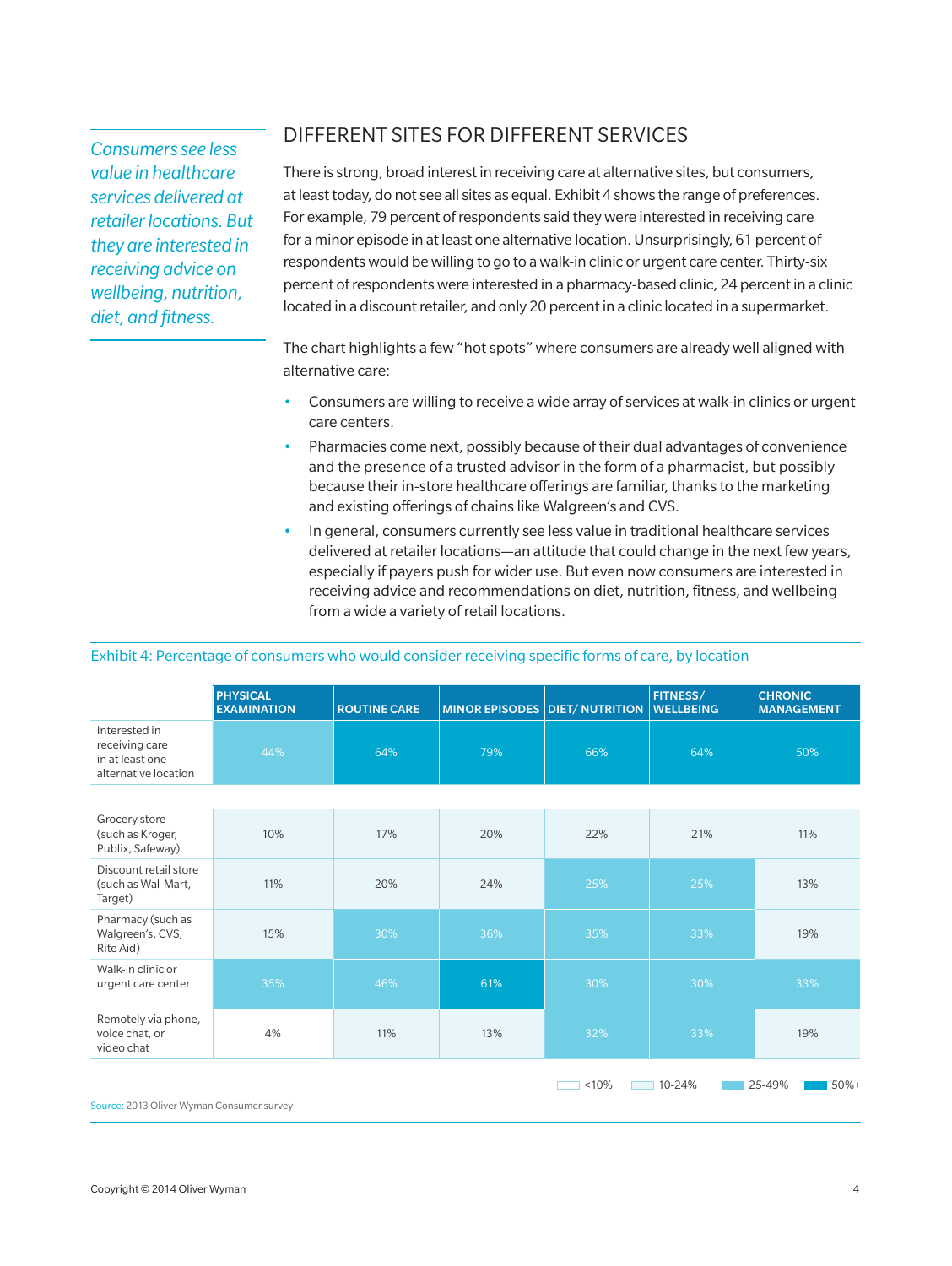*Consumers see less value in healthcare services delivered at retailer locations. But they are interested in receiving advice on wellbeing, nutrition, diet, and fitness.*

## DIFFERENT SITES FOR DIFFERENT SERVICES

There is strong, broad interest in receiving care at alternative sites, but consumers, at least today, do not see all sites as equal. Exhibit 4 shows the range of preferences. For example, 79 percent of respondents said they were interested in receiving care for a minor episode in at least one alternative location. Unsurprisingly, 61 percent of respondents would be willing to go to a walk-in clinic or urgent care center. Thirty-six percent of respondents were interested in a pharmacy-based clinic, 24 percent in a clinic located in a discount retailer, and only 20 percent in a clinic located in a supermarket.

The chart highlights a few "hot spots" where consumers are already well aligned with alternative care:

- Consumers are willing to receive a wide array of services at walk-in clinics or urgent care centers.
- Pharmacies come next, possibly because of their dual advantages of convenience and the presence of a trusted advisor in the form of a pharmacist, but possibly because their in-store healthcare offerings are familiar, thanks to the marketing and existing offerings of chains like Walgreen's and CVS.
- In general, consumers currently see less value in traditional healthcare services delivered at retailer locations—an attitude that could change in the next few years, especially if payers push for wider use. But even now consumers are interested in receiving advice and recommendations on diet, nutrition, fitness, and wellbeing from a wide a variety of retail locations.

Exhibit 4: Percentage of consumers who would consider receiving specific forms of care, by location

| | PHYSICAL EXAMINATION | ROUTINE CARE | MINOR EPISODES | DIET/ NUTRITION | FITNESS/ WELLBEING | CHRONIC MANAGEMENT |
|---|---|---|---|---|---|---|
| Interested in receiving care in at least one alternative location | 44% | 64% | 79% | 66% | 64% | 50% |
| Grocery store (such as Kroger, Publix, Safeway) | 10% | 17% | 20% | 22% | 21% | 11% |
| Discount retail store (such as Wal-Mart, Target) | 11% | 20% | 24% | 25% | 25% | 13% |
| Pharmacy (such as Walgreen's, CVS, Rite Aid) | 15% | 30% | 36% | 35% | 33% | 19% |
| Walk-in clinic or urgent care center | 35% | 46% | 61% | 30% | 30% | 33% |
| Remotely via phone, voice chat, or video chat | 4% | 11% | 13% | 32% | 33% | 19% |

<10% | 10-24% | 25-49% | 50%+

Source: 2013 Oliver Wyman Consumer survey

Copyright © 2014 Oliver Wyman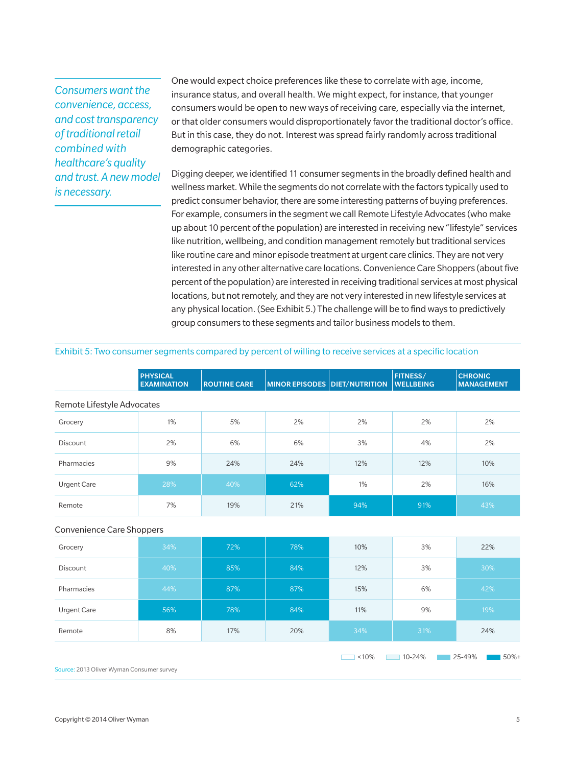*Consumers want the convenience, access, and cost transparency of traditional retail combined with healthcare's quality and trust. A new model is necessary.*

One would expect choice preferences like these to correlate with age, income, insurance status, and overall health. We might expect, for instance, that younger consumers would be open to new ways of receiving care, especially via the internet, or that older consumers would disproportionately favor the traditional doctor's office. But in this case, they do not. Interest was spread fairly randomly across traditional demographic categories.

Digging deeper, we identified 11 consumer segments in the broadly defined health and wellness market. While the segments do not correlate with the factors typically used to predict consumer behavior, there are some interesting patterns of buying preferences. For example, consumers in the segment we call Remote Lifestyle Advocates (who make up about 10 percent of the population) are interested in receiving new "lifestyle" services like nutrition, wellbeing, and condition management remotely but traditional services like routine care and minor episode treatment at urgent care clinics. They are not very interested in any other alternative care locations. Convenience Care Shoppers (about five percent of the population) are interested in receiving traditional services at most physical locations, but not remotely, and they are not very interested in new lifestyle services at any physical location. (See Exhibit 5.) The challenge will be to find ways to predictively group consumers to these segments and tailor business models to them.

Exhibit 5: Two consumer segments compared by percent of willing to receive services at a specific location

| | PHYSICAL EXAMINATION | ROUTINE CARE | MINOR EPISODES | DIET/NUTRITION | FITNESS/ WELLBEING | CHRONIC MANAGEMENT |
|---|---|---|---|---|---|---|
| **Remote Lifestyle Advocates** | | | | | | |
| Grocery | 1% | 5% | 2% | 2% | 2% | 2% |
| Discount | 2% | 6% | 6% | 3% | 4% | 2% |
| Pharmacies | 9% | 24% | 24% | 12% | 12% | 10% |
| Urgent Care | 28% | 40% | 62% | 1% | 2% | 16% |
| Remote | 7% | 19% | 21% | 94% | 91% | 43% |
| **Convenience Care Shoppers** | | | | | | |
| Grocery | 34% | 72% | 78% | 10% | 3% | 22% |
| Discount | 40% | 85% | 84% | 12% | 3% | 30% |
| Pharmacies | 44% | 87% | 87% | 15% | 6% | 42% |
| Urgent Care | 56% | 78% | 84% | 11% | 9% | 19% |
| Remote | 8% | 17% | 20% | 34% | 31% | 24% |

<10% | 10-24% | 25-49% | 50%+

Source: 2013 Oliver Wyman Consumer survey

Copyright © 2014 Oliver Wyman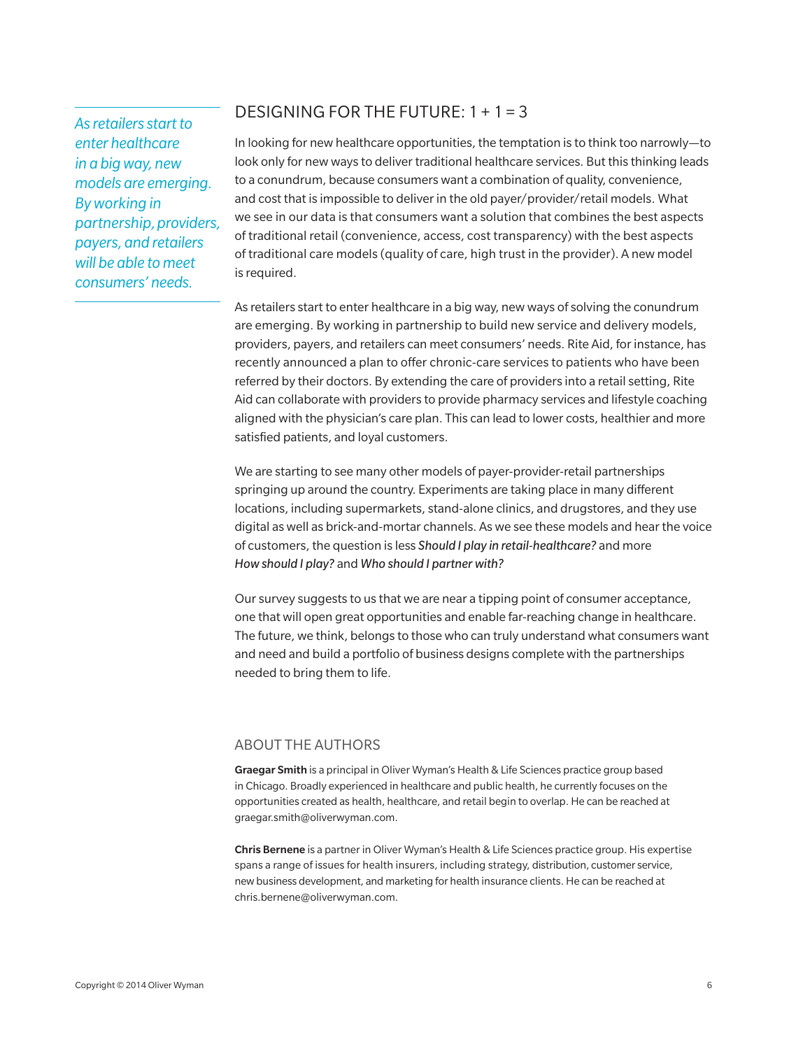*As retailers start to enter healthcare in a big way, new models are emerging. By working in partnership, providers, payers, and retailers will be able to meet consumers' needs.*

## DESIGNING FOR THE FUTURE: 1 + 1 = 3

In looking for new healthcare opportunities, the temptation is to think too narrowly—to look only for new ways to deliver traditional healthcare services. But this thinking leads to a conundrum, because consumers want a combination of quality, convenience, and cost that is impossible to deliver in the old payer/provider/retail models. What we see in our data is that consumers want a solution that combines the best aspects of traditional retail (convenience, access, cost transparency) with the best aspects of traditional care models (quality of care, high trust in the provider). A new model is required.

As retailers start to enter healthcare in a big way, new ways of solving the conundrum are emerging. By working in partnership to build new service and delivery models, providers, payers, and retailers can meet consumers' needs. Rite Aid, for instance, has recently announced a plan to offer chronic-care services to patients who have been referred by their doctors. By extending the care of providers into a retail setting, Rite Aid can collaborate with providers to provide pharmacy services and lifestyle coaching aligned with the physician's care plan. This can lead to lower costs, healthier and more satisfied patients, and loyal customers.

We are starting to see many other models of payer-provider-retail partnerships springing up around the country. Experiments are taking place in many different locations, including supermarkets, stand-alone clinics, and drugstores, and they use digital as well as brick-and-mortar channels. As we see these models and hear the voice of customers, the question is less *Should I play in retail-healthcare?* and more *How should I play?* and *Who should I partner with?*

Our survey suggests to us that we are near a tipping point of consumer acceptance, one that will open great opportunities and enable far-reaching change in healthcare. The future, we think, belongs to those who can truly understand what consumers want and need and build a portfolio of business designs complete with the partnerships needed to bring them to life.

## ABOUT THE AUTHORS

**Graegar Smith** is a principal in Oliver Wyman's Health & Life Sciences practice group based in Chicago. Broadly experienced in healthcare and public health, he currently focuses on the opportunities created as health, healthcare, and retail begin to overlap. He can be reached at graegar.smith@oliverwyman.com.

**Chris Bernene** is a partner in Oliver Wyman's Health & Life Sciences practice group. His expertise spans a range of issues for health insurers, including strategy, distribution, customer service, new business development, and marketing for health insurance clients. He can be reached at chris.bernene@oliverwyman.com.

Copyright © 2014 Oliver Wyman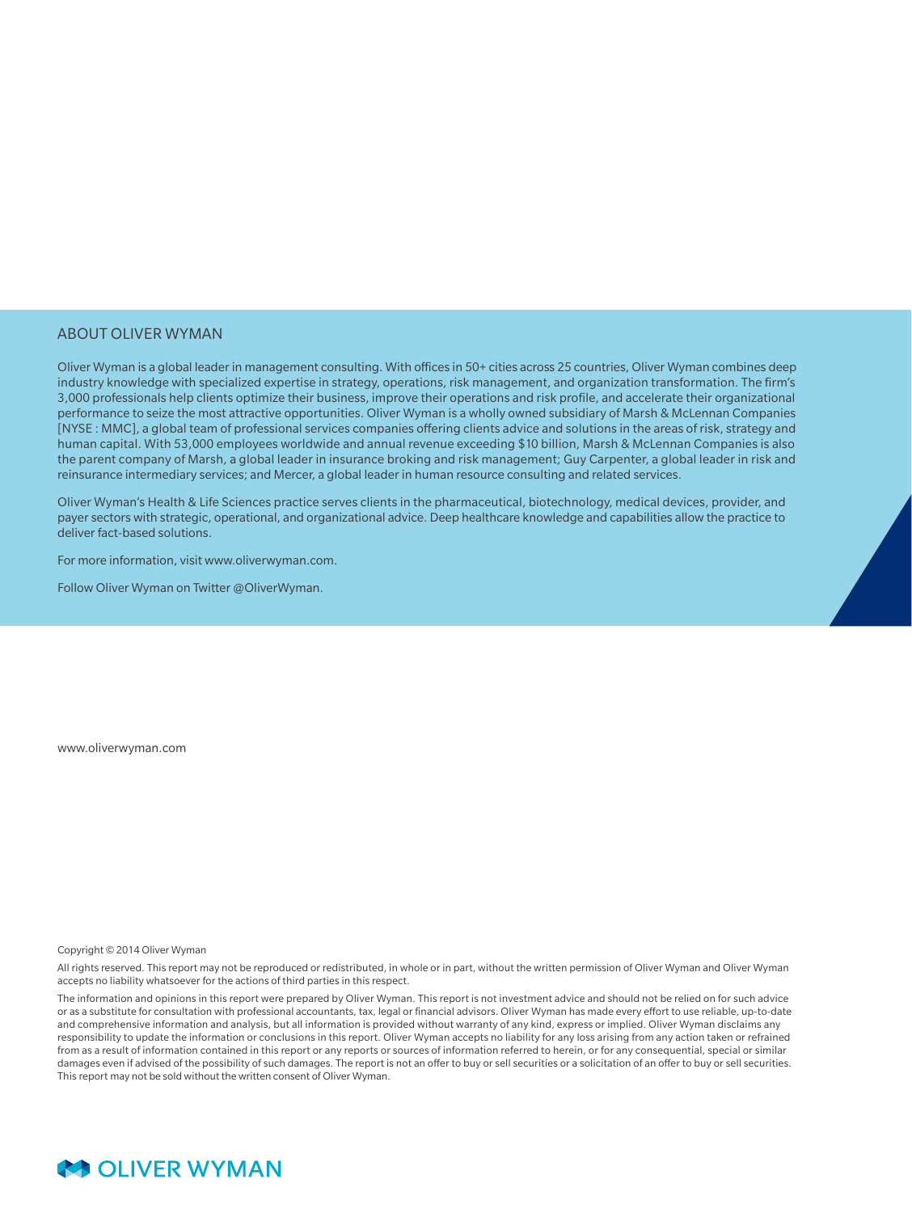## ABOUT OLIVER WYMAN

Oliver Wyman is a global leader in management consulting. With offices in 50+ cities across 25 countries, Oliver Wyman combines deep industry knowledge with specialized expertise in strategy, operations, risk management, and organization transformation. The firm's 3,000 professionals help clients optimize their business, improve their operations and risk profile, and accelerate their organizational performance to seize the most attractive opportunities. Oliver Wyman is a wholly owned subsidiary of Marsh & McLennan Companies [NYSE : MMC], a global team of professional services companies offering clients advice and solutions in the areas of risk, strategy and human capital. With 53,000 employees worldwide and annual revenue exceeding $10 billion, Marsh & McLennan Companies is also the parent company of Marsh, a global leader in insurance broking and risk management; Guy Carpenter, a global leader in risk and reinsurance intermediary services; and Mercer, a global leader in human resource consulting and related services.

Oliver Wyman's Health & Life Sciences practice serves clients in the pharmaceutical, biotechnology, medical devices, provider, and payer sectors with strategic, operational, and organizational advice. Deep healthcare knowledge and capabilities allow the practice to deliver fact-based solutions.

For more information, visit www.oliverwyman.com.

Follow Oliver Wyman on Twitter @OliverWyman.

www.oliverwyman.com

Copyright © 2014 Oliver Wyman

All rights reserved. This report may not be reproduced or redistributed, in whole or in part, without the written permission of Oliver Wyman and Oliver Wyman accepts no liability whatsoever for the actions of third parties in this respect.

The information and opinions in this report were prepared by Oliver Wyman. This report is not investment advice and should not be relied on for such advice or as a substitute for consultation with professional accountants, tax, legal or financial advisors. Oliver Wyman has made every effort to use reliable, up-to-date and comprehensive information and analysis, but all information is provided without warranty of any kind, express or implied. Oliver Wyman disclaims any responsibility to update the information or conclusions in this report. Oliver Wyman accepts no liability for any loss arising from any action taken or refrained from as a result of information contained in this report or any reports or sources of information referred to herein, or for any consequential, special or similar damages even if advised of the possibility of such damages. The report is not an offer to buy or sell securities or a solicitation of an offer to buy or sell securities. This report may not be sold without the written consent of Oliver Wyman.

OLIVER WYMAN